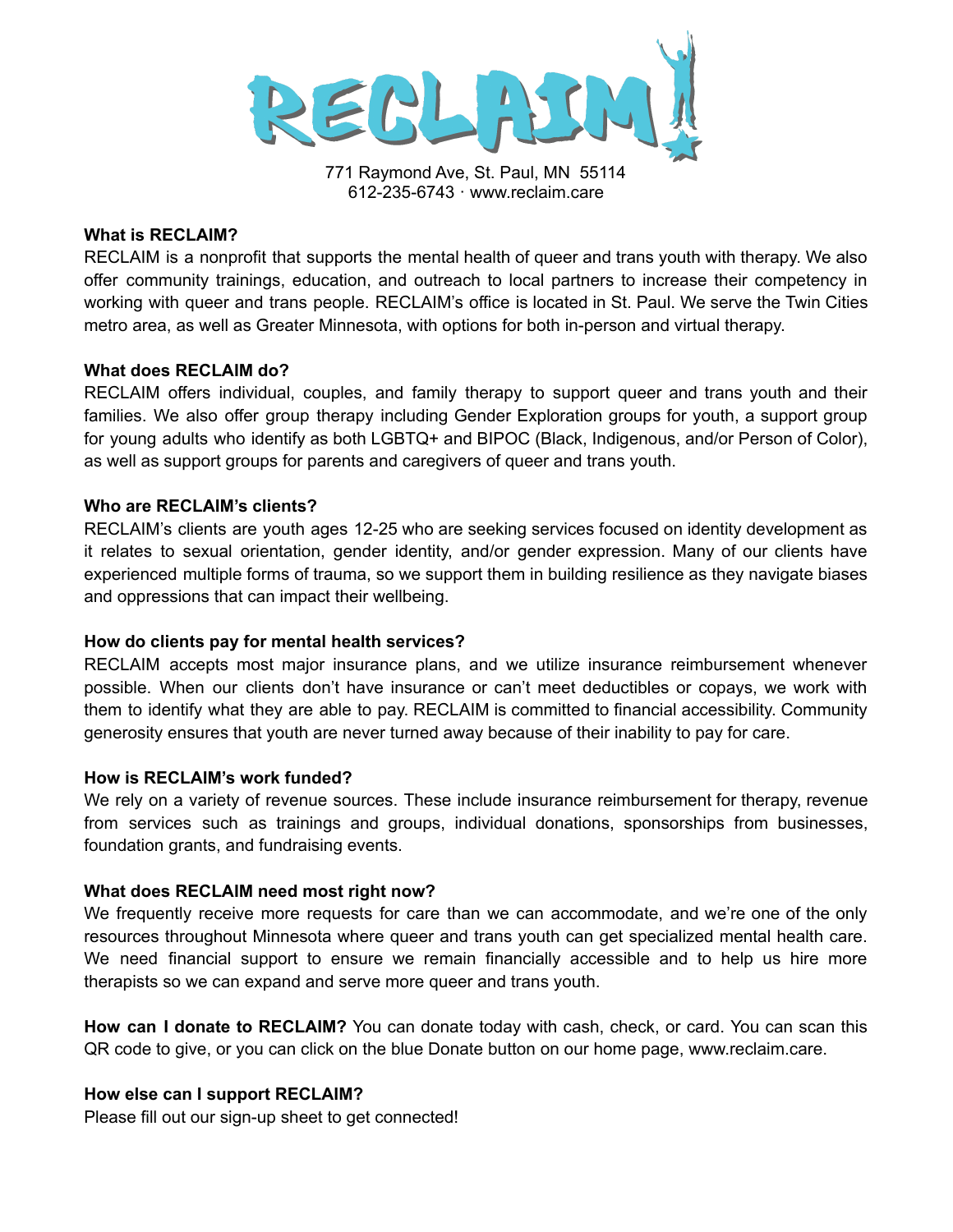# RECLAIM

771 Raymond Ave, St. Paul, MN 55114
612-235-6743 · www.reclaim.care

**What is RECLAIM?**
RECLAIM is a nonprofit that supports the mental health of queer and trans youth with therapy. We also offer community trainings, education, and outreach to local partners to increase their competency in working with queer and trans people. RECLAIM's office is located in St. Paul. We serve the Twin Cities metro area, as well as Greater Minnesota, with options for both in-person and virtual therapy.

**What does RECLAIM do?**
RECLAIM offers individual, couples, and family therapy to support queer and trans youth and their families. We also offer group therapy including Gender Exploration groups for youth, a support group for young adults who identify as both LGBTQ+ and BIPOC (Black, Indigenous, and/or Person of Color), as well as support groups for parents and caregivers of queer and trans youth.

**Who are RECLAIM's clients?**
RECLAIM's clients are youth ages 12-25 who are seeking services focused on identity development as it relates to sexual orientation, gender identity, and/or gender expression. Many of our clients have experienced multiple forms of trauma, so we support them in building resilience as they navigate biases and oppressions that can impact their wellbeing.

**How do clients pay for mental health services?**
RECLAIM accepts most major insurance plans, and we utilize insurance reimbursement whenever possible. When our clients don't have insurance or can't meet deductibles or copays, we work with them to identify what they are able to pay. RECLAIM is committed to financial accessibility. Community generosity ensures that youth are never turned away because of their inability to pay for care.

**How is RECLAIM's work funded?**
We rely on a variety of revenue sources. These include insurance reimbursement for therapy, revenue from services such as trainings and groups, individual donations, sponsorships from businesses, foundation grants, and fundraising events.

**What does RECLAIM need most right now?**
We frequently receive more requests for care than we can accommodate, and we're one of the only resources throughout Minnesota where queer and trans youth can get specialized mental health care. We need financial support to ensure we remain financially accessible and to help us hire more therapists so we can expand and serve more queer and trans youth.

**How can I donate to RECLAIM?** You can donate today with cash, check, or card. You can scan this QR code to give, or you can click on the blue Donate button on our home page, www.reclaim.care.

**How else can I support RECLAIM?**
Please fill out our sign-up sheet to get connected!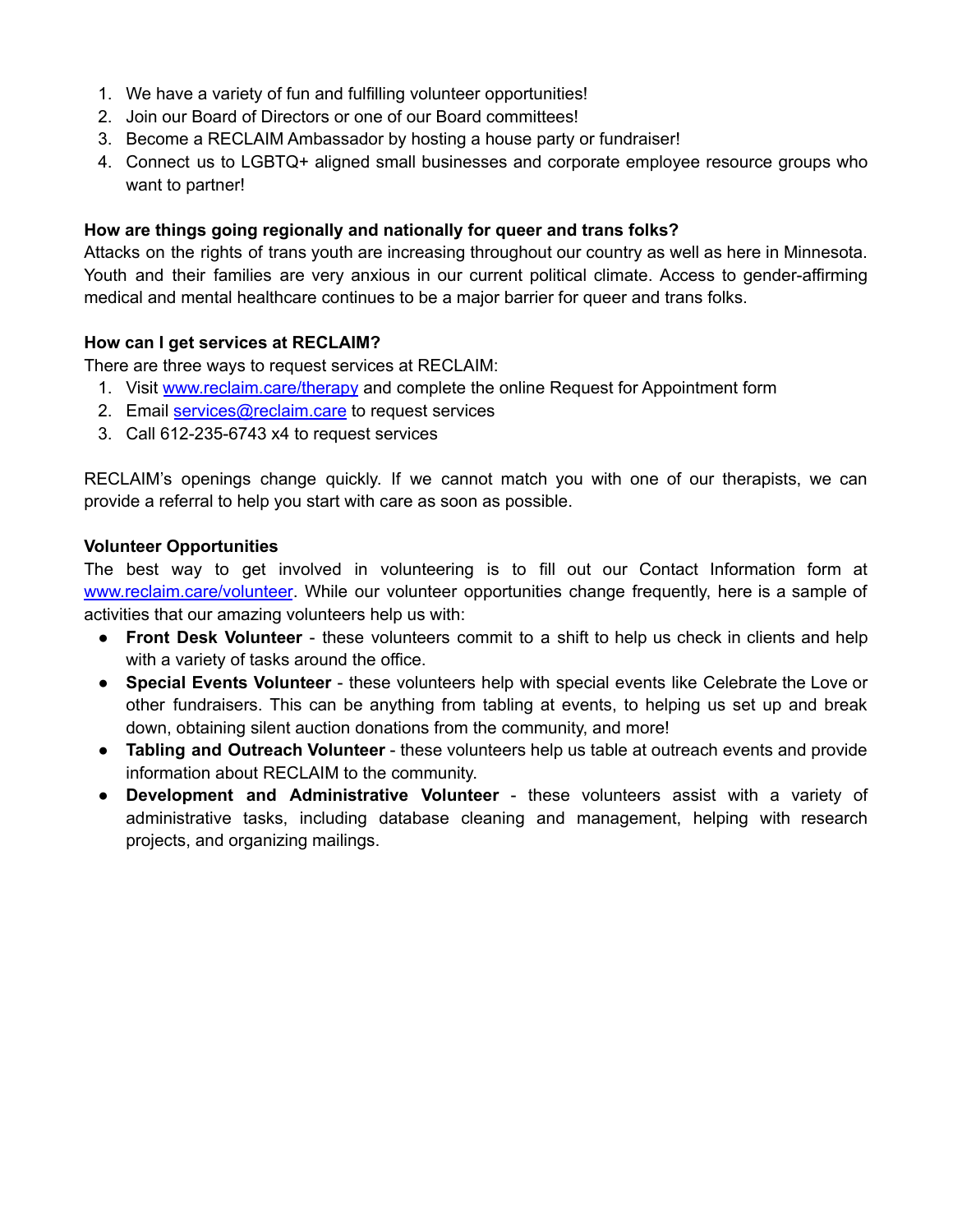1. We have a variety of fun and fulfilling volunteer opportunities!
2. Join our Board of Directors or one of our Board committees!
3. Become a RECLAIM Ambassador by hosting a house party or fundraiser!
4. Connect us to LGBTQ+ aligned small businesses and corporate employee resource groups who want to partner!

**How are things going regionally and nationally for queer and trans folks?**

Attacks on the rights of trans youth are increasing throughout our country as well as here in Minnesota. Youth and their families are very anxious in our current political climate. Access to gender-affirming medical and mental healthcare continues to be a major barrier for queer and trans folks.

**How can I get services at RECLAIM?**

There are three ways to request services at RECLAIM:

1. Visit [www.reclaim.care/therapy](www.reclaim.care/therapy) and complete the online Request for Appointment form
2. Email [services@reclaim.care](mailto:services@reclaim.care) to request services
3. Call 612-235-6743 x4 to request services

RECLAIM's openings change quickly. If we cannot match you with one of our therapists, we can provide a referral to help you start with care as soon as possible.

**Volunteer Opportunities**

The best way to get involved in volunteering is to fill out our Contact Information form at [www.reclaim.care/volunteer](www.reclaim.care/volunteer). While our volunteer opportunities change frequently, here is a sample of activities that our amazing volunteers help us with:

- **Front Desk Volunteer** - these volunteers commit to a shift to help us check in clients and help with a variety of tasks around the office.
- **Special Events Volunteer** - these volunteers help with special events like Celebrate the Love or other fundraisers. This can be anything from tabling at events, to helping us set up and break down, obtaining silent auction donations from the community, and more!
- **Tabling and Outreach Volunteer** - these volunteers help us table at outreach events and provide information about RECLAIM to the community.
- **Development and Administrative Volunteer** - these volunteers assist with a variety of administrative tasks, including database cleaning and management, helping with research projects, and organizing mailings.